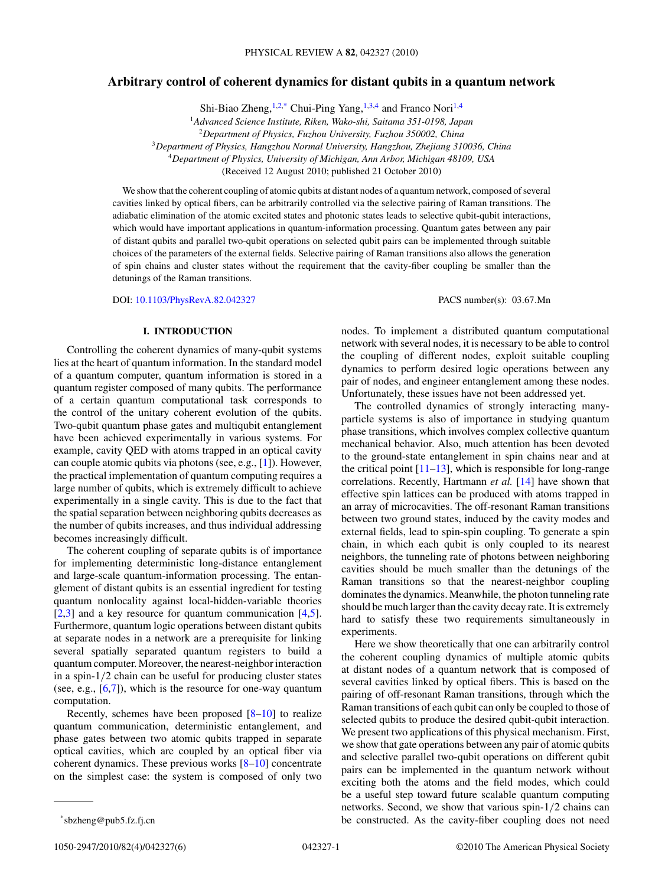# Arbitrary control of coherent dynamics for distant qubits in a quantum network

Shi-Biao Zheng,[1,2,*] Chui-Ping Yang,[1,3,4] and Franco Nori[1,4]

[1]*Advanced Science Institute, Riken, Wako-shi, Saitama 351-0198, Japan*
[2]*Department of Physics, Fuzhou University, Fuzhou 350002, China*
[3]*Department of Physics, Hangzhou Normal University, Hangzhou, Zhejiang 310036, China*
[4]*Department of Physics, University of Michigan, Ann Arbor, Michigan 48109, USA*

(Received 12 August 2010; published 21 October 2010)

We show that the coherent coupling of atomic qubits at distant nodes of a quantum network, composed of several cavities linked by optical fibers, can be arbitrarily controlled via the selective pairing of Raman transitions. The adiabatic elimination of the atomic excited states and photonic states leads to selective qubit-qubit interactions, which would have important applications in quantum-information processing. Quantum gates between any pair of distant qubits and parallel two-qubit operations on selected qubit pairs can be implemented through suitable choices of the parameters of the external fields. Selective pairing of Raman transitions also allows the generation of spin chains and cluster states without the requirement that the cavity-fiber coupling be smaller than the detunings of the Raman transitions.

DOI: 10.1103/PhysRevA.82.042327 PACS number(s): 03.67.Mn

## I. INTRODUCTION

Controlling the coherent dynamics of many-qubit systems lies at the heart of quantum information. In the standard model of a quantum computer, quantum information is stored in a quantum register composed of many qubits. The performance of a certain quantum computational task corresponds to the control of the unitary coherent evolution of the qubits. Two-qubit quantum phase gates and multiqubit entanglement have been achieved experimentally in various systems. For example, cavity QED with atoms trapped in an optical cavity can couple atomic qubits via photons (see, e.g., [1]). However, the practical implementation of quantum computing requires a large number of qubits, which is extremely difficult to achieve experimentally in a single cavity. This is due to the fact that the spatial separation between neighboring qubits decreases as the number of qubits increases, and thus individual addressing becomes increasingly difficult.

The coherent coupling of separate qubits is of importance for implementing deterministic long-distance entanglement and large-scale quantum-information processing. The entanglement of distant qubits is an essential ingredient for testing quantum nonlocality against local-hidden-variable theories [2,3] and a key resource for quantum communication [4,5]. Furthermore, quantum logic operations between distant qubits at separate nodes in a network are a prerequisite for linking several spatially separated quantum registers to build a quantum computer. Moreover, the nearest-neighbor interaction in a spin-1/2 chain can be useful for producing cluster states (see, e.g., [6,7]), which is the resource for one-way quantum computation.

Recently, schemes have been proposed [8–10] to realize quantum communication, deterministic entanglement, and phase gates between two atomic qubits trapped in separate optical cavities, which are coupled by an optical fiber via coherent dynamics. These previous works [8–10] concentrate on the simplest case: the system is composed of only two nodes. To implement a distributed quantum computational network with several nodes, it is necessary to be able to control the coupling of different nodes, exploit suitable coupling dynamics to perform desired logic operations between any pair of nodes, and engineer entanglement among these nodes. Unfortunately, these issues have not been addressed yet.

The controlled dynamics of strongly interacting many-particle systems is also of importance in studying quantum phase transitions, which involves complex collective quantum mechanical behavior. Also, much attention has been devoted to the ground-state entanglement in spin chains near and at the critical point [11–13], which is responsible for long-range correlations. Recently, Hartmann *et al.* [14] have shown that effective spin lattices can be produced with atoms trapped in an array of microcavities. The off-resonant Raman transitions between two ground states, induced by the cavity modes and external fields, lead to spin-spin coupling. To generate a spin chain, in which each qubit is only coupled to its nearest neighbors, the tunneling rate of photons between neighboring cavities should be much smaller than the detunings of the Raman transitions so that the nearest-neighbor coupling dominates the dynamics. Meanwhile, the photon tunneling rate should be much larger than the cavity decay rate. It is extremely hard to satisfy these two requirements simultaneously in experiments.

Here we show theoretically that one can arbitrarily control the coherent coupling dynamics of multiple atomic qubits at distant nodes of a quantum network that is composed of several cavities linked by optical fibers. This is based on the pairing of off-resonant Raman transitions, through which the Raman transitions of each qubit can only be coupled to those of selected qubits to produce the desired qubit-qubit interaction. We present two applications of this physical mechanism. First, we show that gate operations between any pair of atomic qubits and selective parallel two-qubit operations on different qubit pairs can be implemented in the quantum network without exciting both the atoms and the field modes, which could be a useful step toward future scalable quantum computing networks. Second, we show that various spin-1/2 chains can be constructed. As the cavity-fiber coupling does not need

*sbzheng@pub5.fz.fj.cn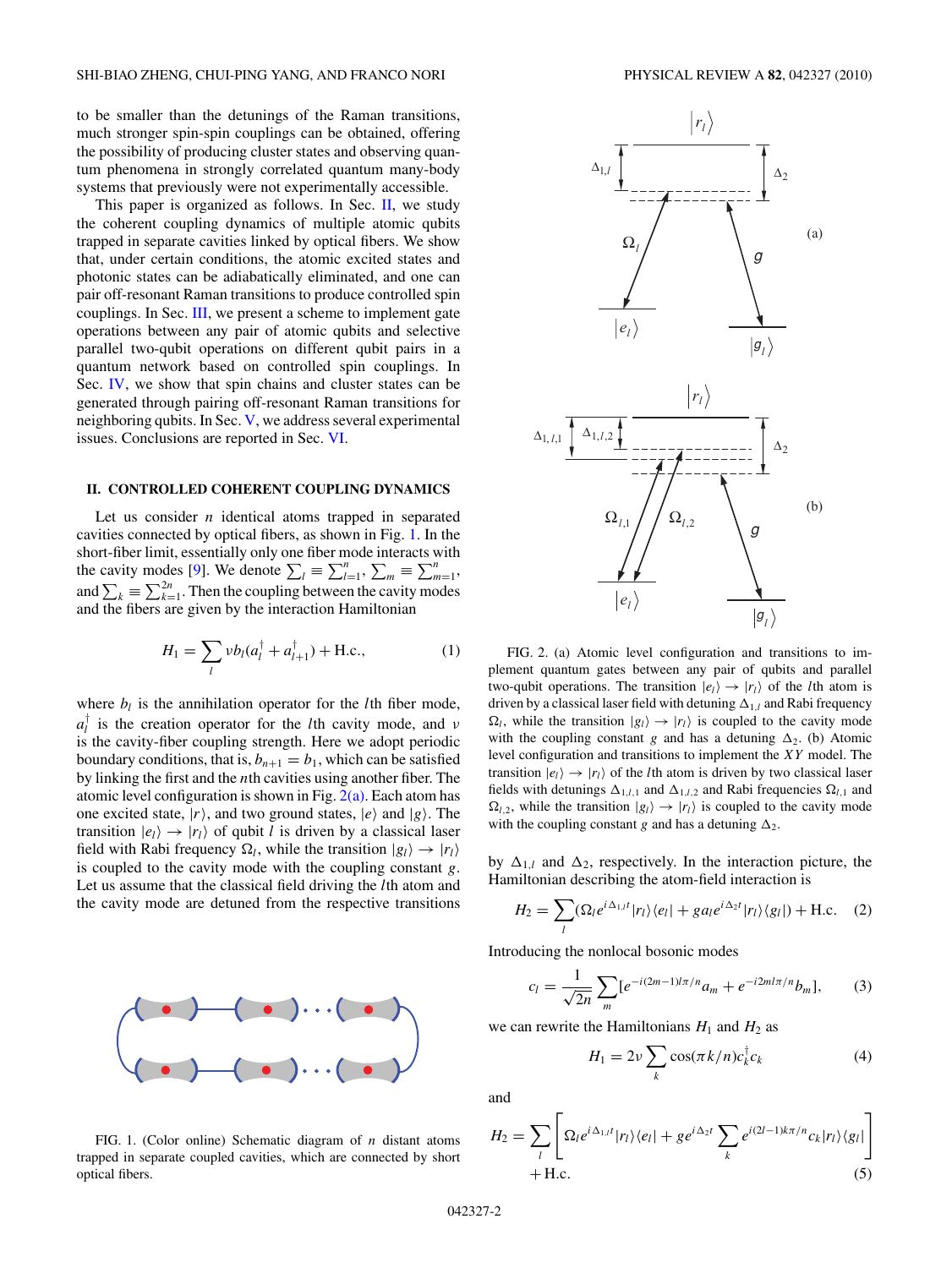to be smaller than the detunings of the Raman transitions, much stronger spin-spin couplings can be obtained, offering the possibility of producing cluster states and observing quantum phenomena in strongly correlated quantum many-body systems that previously were not experimentally accessible.

This paper is organized as follows. In Sec. II, we study the coherent coupling dynamics of multiple atomic qubits trapped in separate cavities linked by optical fibers. We show that, under certain conditions, the atomic excited states and photonic states can be adiabatically eliminated, and one can pair off-resonant Raman transitions to produce controlled spin couplings. In Sec. III, we present a scheme to implement gate operations between any pair of atomic qubits and selective parallel two-qubit operations on different qubit pairs in a quantum network based on controlled spin couplings. In Sec. IV, we show that spin chains and cluster states can be generated through pairing off-resonant Raman transitions for neighboring qubits. In Sec. V, we address several experimental issues. Conclusions are reported in Sec. VI.

## II. CONTROLLED COHERENT COUPLING DYNAMICS

Let us consider $n$ identical atoms trapped in separated cavities connected by optical fibers, as shown in Fig. 1. In the short-fiber limit, essentially only one fiber mode interacts with the cavity modes [9]. We denote $\sum_l \equiv \sum_{l=1}^{n}$, $\sum_m \equiv \sum_{m=1}^{n}$, and $\sum_k \equiv \sum_{k=1}^{2n}$. Then the coupling between the cavity modes and the fibers are given by the interaction Hamiltonian

$$H_1 = \sum_l \nu b_l (a_l^\dagger + a_{l+1}^\dagger) + \text{H.c.}, \tag{1}$$

where $b_l$ is the annihilation operator for the $l$th fiber mode, $a_l^\dagger$ is the creation operator for the $l$th cavity mode, and $\nu$ is the cavity-fiber coupling strength. Here we adopt periodic boundary conditions, that is, $b_{n+1} = b_1$, which can be satisfied by linking the first and the $n$th cavities using another fiber. The atomic level configuration is shown in Fig. 2(a). Each atom has one excited state, $|r\rangle$, and two ground states, $|e\rangle$ and $|g\rangle$. The transition $|e_l\rangle \to |r_l\rangle$ of qubit $l$ is driven by a classical laser field with Rabi frequency $\Omega_l$, while the transition $|g_l\rangle \to |r_l\rangle$ is coupled to the cavity mode with the coupling constant $g$. Let us assume that the classical field driving the $l$th atom and the cavity mode are detuned from the respective transitions by $\Delta_{1,l}$ and $\Delta_2$, respectively. In the interaction picture, the Hamiltonian describing the atom-field interaction is

$$H_2 = \sum_l (\Omega_l e^{i\Delta_{1,l}t} |r_l\rangle\langle e_l| + g a_l e^{i\Delta_2 t} |r_l\rangle\langle g_l|) + \text{H.c.} \tag{2}$$

Introducing the nonlocal bosonic modes

$$c_l = \frac{1}{\sqrt{2n}} \sum_m [e^{-i(2m-1)l\pi/n} a_m + e^{-i2ml\pi/n} b_m], \tag{3}$$

we can rewrite the Hamiltonians $H_1$ and $H_2$ as

$$H_1 = 2\nu \sum_k \cos(\pi k/n) c_k^\dagger c_k \tag{4}$$

and

$$H_2 = \sum_l \left[ \Omega_l e^{i\Delta_{1,l}t} |r_l\rangle\langle e_l| + g e^{i\Delta_2 t} \sum_k e^{i(2l-1)k\pi/n} c_k |r_l\rangle\langle g_l| \right] + \text{H.c.} \tag{5}$$

FIG. 1. (Color online) Schematic diagram of $n$ distant atoms trapped in separate coupled cavities, which are connected by short optical fibers.

FIG. 2. (a) Atomic level configuration and transitions to implement quantum gates between any pair of qubits and parallel two-qubit operations. The transition $|e_l\rangle \to |r_l\rangle$ of the $l$th atom is driven by a classical laser field with detuning $\Delta_{1,l}$ and Rabi frequency $\Omega_l$, while the transition $|g_l\rangle \to |r_l\rangle$ is coupled to the cavity mode with the coupling constant $g$ and has a detuning $\Delta_2$. (b) Atomic level configuration and transitions to implement the $XY$ model. The transition $|e_l\rangle \to |r_l\rangle$ of the $l$th atom is driven by two classical laser fields with detunings $\Delta_{1,l,1}$ and $\Delta_{1,l,2}$ and Rabi frequencies $\Omega_{l,1}$ and $\Omega_{l,2}$, while the transition $|g_l\rangle \to |r_l\rangle$ is coupled to the cavity mode with the coupling constant $g$ and has a detuning $\Delta_2$.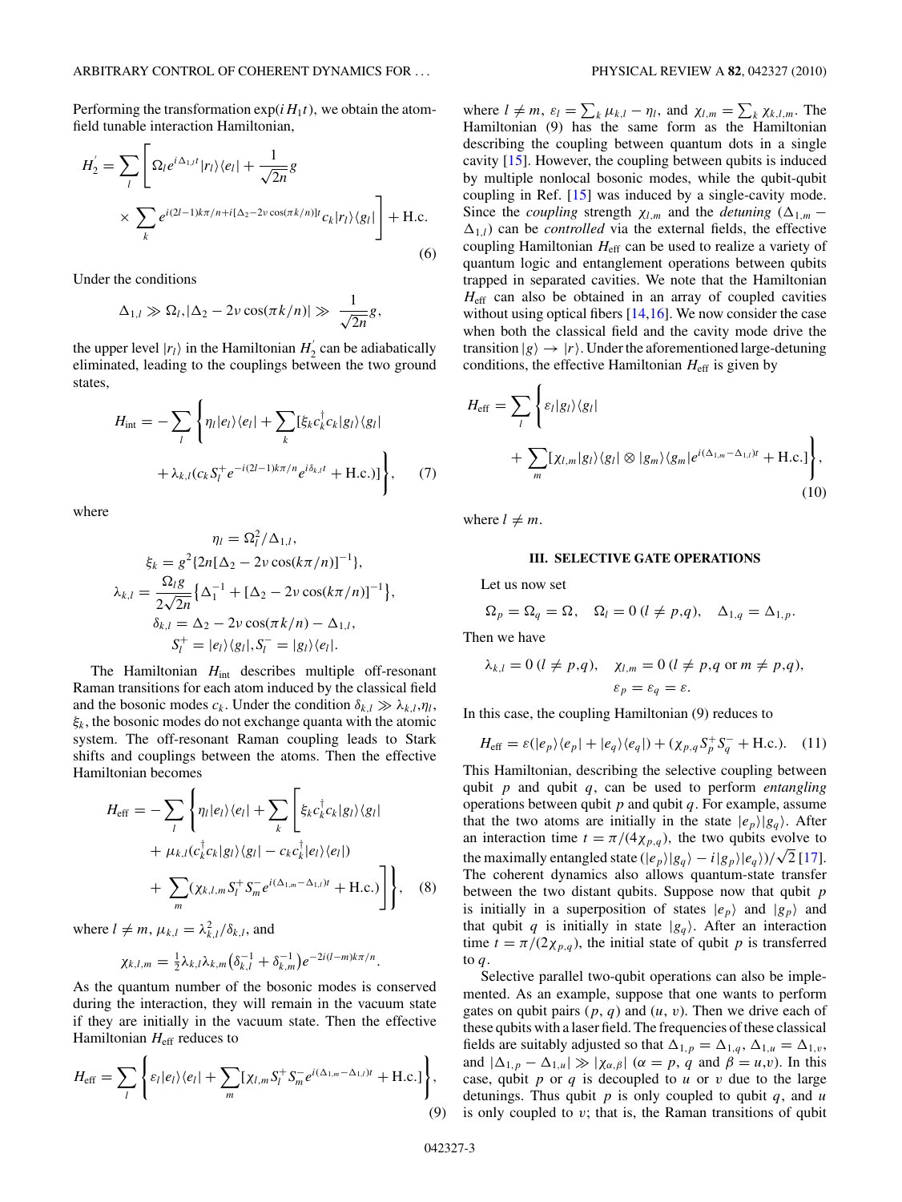Performing the transformation $\exp(iH_1 t)$, we obtain the atom-field tunable interaction Hamiltonian,

$$H_2^{'} = \sum_l \left[ \Omega_l e^{i\Delta_{1,l}t} |r_l\rangle\langle e_l| + \frac{1}{\sqrt{2n}} g \times \sum_k e^{i(2l-1)k\pi/n + i[\Delta_2 - 2\nu\cos(\pi k/n)]t} c_k |r_l\rangle\langle g_l| \right] + \text{H.c.} \tag{6}$$

Under the conditions

$$\Delta_{1,l} \gg \Omega_l, |\Delta_2 - 2\nu\cos(\pi k/n)| \gg \frac{1}{\sqrt{2n}} g,$$

the upper level $|r_l\rangle$ in the Hamiltonian $H_2^{'}$ can be adiabatically eliminated, leading to the couplings between the two ground states,

$$H_{\text{int}} = -\sum_l \left\{ \eta_l |e_l\rangle\langle e_l| + \sum_k [\xi_k c_k^\dagger c_k |g_l\rangle\langle g_l| + \lambda_{k,l}(c_k S_l^+ e^{-i(2l-1)k\pi/n} e^{i\delta_{k,l}t} + \text{H.c.})] \right\}, \tag{7}$$

where

$$\eta_l = \Omega_l^2/\Delta_{1,l},$$
$$\xi_k = g^2\{2n[\Delta_2 - 2\nu\cos(k\pi/n)]^{-1}\},$$
$$\lambda_{k,l} = \frac{\Omega_l g}{2\sqrt{2n}}\left\{\Delta_1^{-1} + [\Delta_2 - 2\nu\cos(k\pi/n)]^{-1}\right\},$$
$$\delta_{k,l} = \Delta_2 - 2\nu\cos(\pi k/n) - \Delta_{1,l},$$
$$S_l^+ = |e_l\rangle\langle g_l|, S_l^- = |g_l\rangle\langle e_l|.$$

The Hamiltonian $H_{\text{int}}$ describes multiple off-resonant Raman transitions for each atom induced by the classical field and the bosonic modes $c_k$. Under the condition $\delta_{k,l} \gg \lambda_{k,l}, \eta_l$, $\xi_k$, the bosonic modes do not exchange quanta with the atomic system. The off-resonant Raman coupling leads to Stark shifts and couplings between the atoms. Then the effective Hamiltonian becomes

$$H_{\text{eff}} = -\sum_l \left\{ \eta_l |e_l\rangle\langle e_l| + \sum_k \left[ \xi_k c_k^\dagger c_k |g_l\rangle\langle g_l| + \mu_{k,l}(c_k^\dagger c_k |g_l\rangle\langle g_l| - c_k c_k^\dagger |e_l\rangle\langle e_l|) + \sum_m (\chi_{k,l,m} S_l^+ S_m^- e^{i(\Delta_{1,m} - \Delta_{1,l})t} + \text{H.c.}) \right] \right\}, \tag{8}$$

where $l \neq m$, $\mu_{k,l} = \lambda_{k,l}^2/\delta_{k,l}$, and

$$\chi_{k,l,m} = \tfrac{1}{2}\lambda_{k,l}\lambda_{k,m}\left(\delta_{k,l}^{-1} + \delta_{k,m}^{-1}\right)e^{-2i(l-m)k\pi/n}.$$

As the quantum number of the bosonic modes is conserved during the interaction, they will remain in the vacuum state if they are initially in the vacuum state. Then the effective Hamiltonian $H_{\text{eff}}$ reduces to

$$H_{\text{eff}} = \sum_l \left\{ \varepsilon_l |e_l\rangle\langle e_l| + \sum_m [\chi_{l,m} S_l^+ S_m^- e^{i(\Delta_{1,m} - \Delta_{1,l})t} + \text{H.c.}] \right\}, \tag{9}$$

where $l \neq m$, $\varepsilon_l = \sum_k \mu_{k,l} - \eta_l$, and $\chi_{l,m} = \sum_k \chi_{k,l,m}$. The Hamiltonian (9) has the same form as the Hamiltonian describing the coupling between quantum dots in a single cavity [15]. However, the coupling between qubits is induced by multiple nonlocal bosonic modes, while the qubit-qubit coupling in Ref. [15] was induced by a single-cavity mode. Since the *coupling* strength $\chi_{l,m}$ and the *detuning* $(\Delta_{1,m} - \Delta_{1,l})$ can be *controlled* via the external fields, the effective coupling Hamiltonian $H_{\text{eff}}$ can be used to realize a variety of quantum logic and entanglement operations between qubits trapped in separated cavities. We note that the Hamiltonian $H_{\text{eff}}$ can also be obtained in an array of coupled cavities without using optical fibers [14,16]. We now consider the case when both the classical field and the cavity mode drive the transition $|g\rangle \to |r\rangle$. Under the aforementioned large-detuning conditions, the effective Hamiltonian $H_{\text{eff}}$ is given by

$$H_{\text{eff}} = \sum_l \left\{ \varepsilon_l |g_l\rangle\langle g_l| + \sum_m [\chi_{l,m} |g_l\rangle\langle g_l| \otimes |g_m\rangle\langle g_m| e^{i(\Delta_{1,m} - \Delta_{1,l})t} + \text{H.c.}] \right\}, \tag{10}$$

where $l \neq m$.

### III. SELECTIVE GATE OPERATIONS

Let us now set

$$\Omega_p = \Omega_q = \Omega, \quad \Omega_l = 0\ (l \neq p,q), \quad \Delta_{1,q} = \Delta_{1,p}.$$

Then we have

$$\lambda_{k,l} = 0\ (l \neq p,q), \quad \chi_{l,m} = 0\ (l \neq p,q \text{ or } m \neq p,q),$$
$$\varepsilon_p = \varepsilon_q = \varepsilon.$$

In this case, the coupling Hamiltonian (9) reduces to

$$H_{\text{eff}} = \varepsilon(|e_p\rangle\langle e_p| + |e_q\rangle\langle e_q|) + (\chi_{p,q} S_p^+ S_q^- + \text{H.c.}). \tag{11}$$

This Hamiltonian, describing the selective coupling between qubit $p$ and qubit $q$, can be used to perform *entangling* operations between qubit $p$ and qubit $q$. For example, assume that the two atoms are initially in the state $|e_p\rangle|g_q\rangle$. After an interaction time $t = \pi/(4\chi_{p,q})$, the two qubits evolve to the maximally entangled state $(|e_p\rangle|g_q\rangle - i|g_p\rangle|e_q\rangle)/\sqrt{2}$ [17]. The coherent dynamics also allows quantum-state transfer between the two distant qubits. Suppose now that qubit $p$ is initially in a superposition of states $|e_p\rangle$ and $|g_p\rangle$ and that qubit $q$ is initially in state $|g_q\rangle$. After an interaction time $t = \pi/(2\chi_{p,q})$, the initial state of qubit $p$ is transferred to $q$.

Selective parallel two-qubit operations can also be implemented. As an example, suppose that one wants to perform gates on qubit pairs $(p, q)$ and $(u, v)$. Then we drive each of these qubits with a laser field. The frequencies of these classical fields are suitably adjusted so that $\Delta_{1,p} = \Delta_{1,q}$, $\Delta_{1,u} = \Delta_{1,v}$, and $|\Delta_{1,p} - \Delta_{1,u}| \gg |\chi_{\alpha,\beta}|$ ($\alpha = p$, $q$ and $\beta = u,v$). In this case, qubit $p$ or $q$ is decoupled to $u$ or $v$ due to the large detunings. Thus qubit $p$ is only coupled to qubit $q$, and $u$ is only coupled to $v$; that is, the Raman transitions of qubit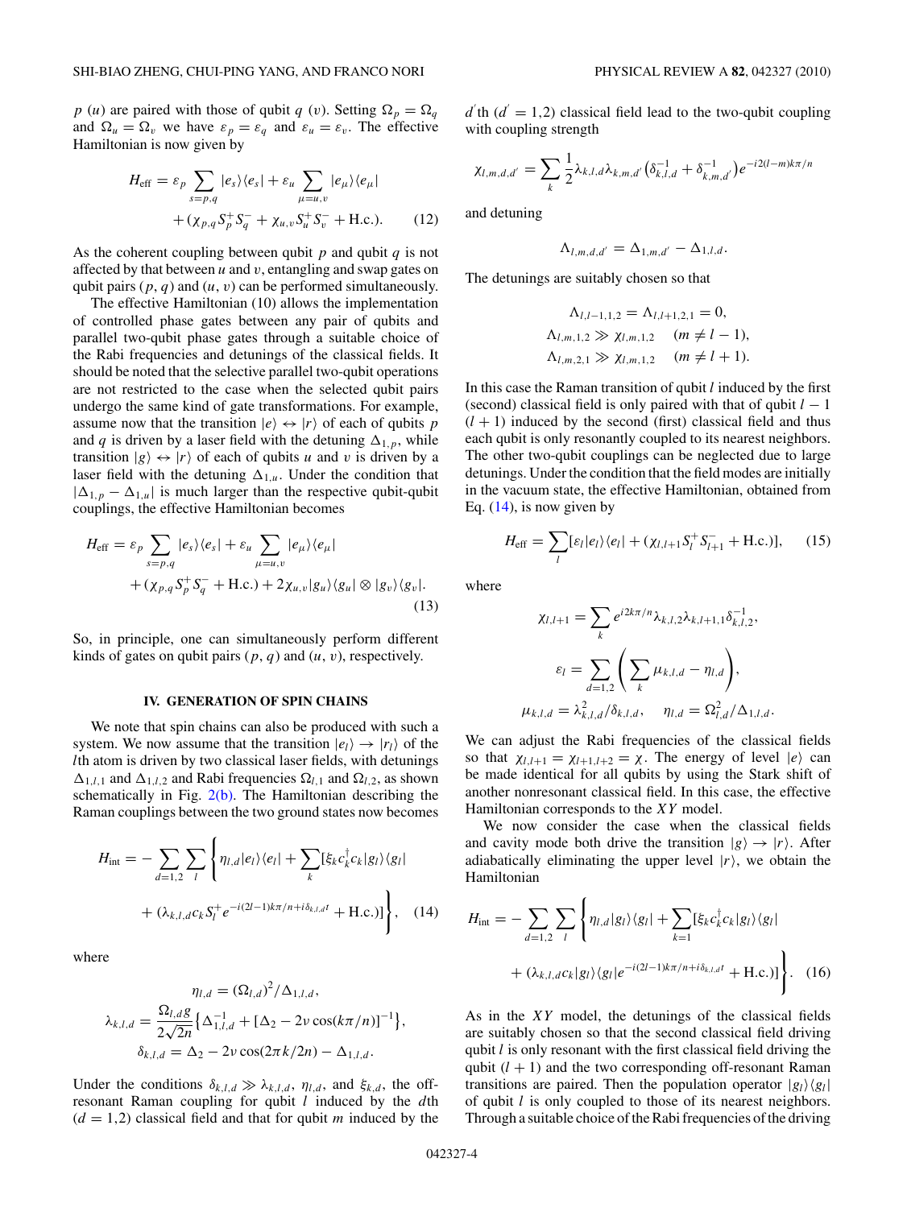$p$ ($u$) are paired with those of qubit $q$ ($v$). Setting $\Omega_p = \Omega_q$ and $\Omega_u = \Omega_v$ we have $\varepsilon_p = \varepsilon_q$ and $\varepsilon_u = \varepsilon_v$. The effective Hamiltonian is now given by

$$H_{\text{eff}} = \varepsilon_p \sum_{s=p,q} |e_s\rangle\langle e_s| + \varepsilon_u \sum_{\mu=u,v} |e_\mu\rangle\langle e_\mu| + (\chi_{p,q} S_p^+ S_q^- + \chi_{u,v} S_u^+ S_v^- + \text{H.c.}). \quad (12)$$

As the coherent coupling between qubit $p$ and qubit $q$ is not affected by that between $u$ and $v$, entangling and swap gates on qubit pairs $(p, q)$ and $(u, v)$ can be performed simultaneously.

The effective Hamiltonian (10) allows the implementation of controlled phase gates between any pair of qubits and parallel two-qubit phase gates through a suitable choice of the Rabi frequencies and detunings of the classical fields. It should be noted that the selective parallel two-qubit operations are not restricted to the case when the selected qubit pairs undergo the same kind of gate transformations. For example, assume now that the transition $|e\rangle \leftrightarrow |r\rangle$ of each of qubits $p$ and $q$ is driven by a laser field with the detuning $\Delta_{1,p}$, while transition $|g\rangle \leftrightarrow |r\rangle$ of each of qubits $u$ and $v$ is driven by a laser field with the detuning $\Delta_{1,u}$. Under the condition that $|\Delta_{1,p} - \Delta_{1,u}|$ is much larger than the respective qubit-qubit couplings, the effective Hamiltonian becomes

$$H_{\text{eff}} = \varepsilon_p \sum_{s=p,q} |e_s\rangle\langle e_s| + \varepsilon_u \sum_{\mu=u,v} |e_\mu\rangle\langle e_\mu| + (\chi_{p,q} S_p^+ S_q^- + \text{H.c.}) + 2\chi_{u,v} |g_u\rangle\langle g_u| \otimes |g_v\rangle\langle g_v|. \quad (13)$$

So, in principle, one can simultaneously perform different kinds of gates on qubit pairs $(p, q)$ and $(u, v)$, respectively.

## IV. GENERATION OF SPIN CHAINS

We note that spin chains can also be produced with such a system. We now assume that the transition $|e_l\rangle \rightarrow |r_l\rangle$ of the $l$th atom is driven by two classical laser fields, with detunings $\Delta_{1,l,1}$ and $\Delta_{1,l,2}$ and Rabi frequencies $\Omega_{l,1}$ and $\Omega_{l,2}$, as shown schematically in Fig. 2(b). The Hamiltonian describing the Raman couplings between the two ground states now becomes

$$H_{\text{int}} = -\sum_{d=1,2} \sum_{l} \left\{ \eta_{l,d} |e_l\rangle\langle e_l| + \sum_k [\xi_k c_k^\dagger c_k |g_l\rangle\langle g_l| + (\lambda_{k,l,d} c_k S_l^+ e^{-i(2l-1)k\pi/n + i\delta_{k,l,d}t} + \text{H.c.})] \right\}, \quad (14)$$

where

$$\eta_{l,d} = (\Omega_{l,d})^2/\Delta_{1,l,d},$$
$$\lambda_{k,l,d} = \frac{\Omega_{l,d} g}{2\sqrt{2n}} \{\Delta_{1,l,d}^{-1} + [\Delta_2 - 2\nu\cos(k\pi/n)]^{-1}\},$$
$$\delta_{k,l,d} = \Delta_2 - 2\nu\cos(2\pi k/2n) - \Delta_{1,l,d}.$$

Under the conditions $\delta_{k,l,d} \gg \lambda_{k,l,d}$, $\eta_{l,d}$, and $\xi_{k,d}$, the off-resonant Raman coupling for qubit $l$ induced by the $d$th ($d = 1,2$) classical field and that for qubit $m$ induced by the $d'$th ($d' = 1,2$) classical field lead to the two-qubit coupling with coupling strength

$$\chi_{l,m,d,d'} = \sum_k \frac{1}{2} \lambda_{k,l,d} \lambda_{k,m,d'} \left(\delta_{k,l,d}^{-1} + \delta_{k,m,d'}^{-1}\right) e^{-i2(l-m)k\pi/n}$$

and detuning

$$\Lambda_{l,m,d,d'} = \Delta_{1,m,d'} - \Delta_{1,l,d}.$$

The detunings are suitably chosen so that

$$\Lambda_{l,l-1,1,2} = \Lambda_{l,l+1,2,1} = 0,$$
$$\Lambda_{l,m,1,2} \gg \chi_{l,m,1,2} \quad (m \neq l-1),$$
$$\Lambda_{l,m,2,1} \gg \chi_{l,m,1,2} \quad (m \neq l+1).$$

In this case the Raman transition of qubit $l$ induced by the first (second) classical field is only paired with that of qubit $l-1$ $(l+1)$ induced by the second (first) classical field and thus each qubit is only resonantly coupled to its nearest neighbors. The other two-qubit couplings can be neglected due to large detunings. Under the condition that the field modes are initially in the vacuum state, the effective Hamiltonian, obtained from Eq. (14), is now given by

$$H_{\text{eff}} = \sum_l [\varepsilon_l |e_l\rangle\langle e_l| + (\chi_{l,l+1} S_l^+ S_{l+1}^- + \text{H.c.})], \quad (15)$$

where

$$\chi_{l,l+1} = \sum_k e^{i2k\pi/n} \lambda_{k,l,2} \lambda_{k,l+1,1} \delta_{k,l,2}^{-1},$$
$$\varepsilon_l = \sum_{d=1,2} \left( \sum_k \mu_{k,l,d} - \eta_{l,d} \right),$$
$$\mu_{k,l,d} = \lambda_{k,l,d}^2/\delta_{k,l,d}, \quad \eta_{l,d} = \Omega_{l,d}^2/\Delta_{1,l,d}.$$

We can adjust the Rabi frequencies of the classical fields so that $\chi_{l,l+1} = \chi_{l+1,l+2} = \chi$. The energy of level $|e\rangle$ can be made identical for all qubits by using the Stark shift of another nonresonant classical field. In this case, the effective Hamiltonian corresponds to the $XY$ model.

We now consider the case when the classical fields and cavity mode both drive the transition $|g\rangle \rightarrow |r\rangle$. After adiabatically eliminating the upper level $|r\rangle$, we obtain the Hamiltonian

$$H_{\text{int}} = -\sum_{d=1,2} \sum_{l} \left\{ \eta_{l,d} |g_l\rangle\langle g_l| + \sum_{k=1} [\xi_k c_k^\dagger c_k |g_l\rangle\langle g_l| + (\lambda_{k,l,d} c_k |g_l\rangle\langle g_l| e^{-i(2l-1)k\pi/n + i\delta_{k,l,d}t} + \text{H.c.})] \right\}. \quad (16)$$

As in the $XY$ model, the detunings of the classical fields are suitably chosen so that the second classical field driving qubit $l$ is only resonant with the first classical field driving the qubit $(l+1)$ and the two corresponding off-resonant Raman transitions are paired. Then the population operator $|g_l\rangle\langle g_l|$ of qubit $l$ is only coupled to those of its nearest neighbors. Through a suitable choice of the Rabi frequencies of the driving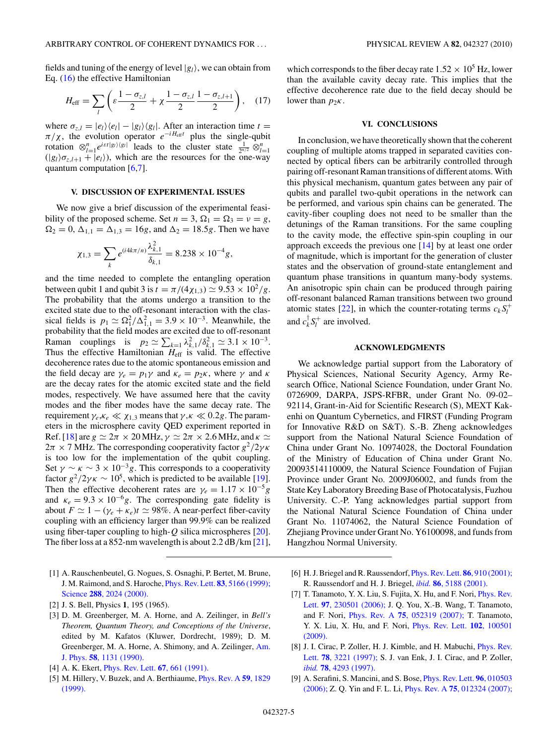fields and tuning of the energy of level $|g_l\rangle$, we can obtain from Eq. (16) the effective Hamiltonian

$$H_{\text{eff}} = \sum_l \left( \varepsilon \frac{1-\sigma_{z,l}}{2} + \chi \frac{1-\sigma_{z,l}}{2} \frac{1-\sigma_{z,l+1}}{2} \right), \quad (17)$$

where $\sigma_{z,l} = |e_l\rangle\langle e_l| - |g_l\rangle\langle g_l|$. After an interaction time $t = \pi/\chi$, the evolution operator $e^{-iH_{\text{eff}}t}$ plus the single-qubit rotation $\otimes_{l=1}^{n} e^{i\varepsilon t |g_l\rangle\langle g_l|}$ leads to the cluster state $\frac{1}{2^{n/2}} \otimes_{l=1}^{n} (|g_l\rangle\sigma_{z,l+1} + |e_l\rangle)$, which are the resources for the one-way quantum computation [6,7].

## V. DISCUSSION OF EXPERIMENTAL ISSUES

We now give a brief discussion of the experimental feasibility of the proposed scheme. Set $n = 3$, $\Omega_1 = \Omega_3 = \nu = g$, $\Omega_2 = 0$, $\Delta_{1,1} = \Delta_{1,3} = 16g$, and $\Delta_2 = 18.5g$. Then we have

$$\chi_{1,3} = \sum_k e^{(i4k\pi/n)} \frac{\lambda_{k,1}^2}{\delta_{k,1}} = 8.238 \times 10^{-4} g,$$

and the time needed to complete the entangling operation between qubit 1 and qubit 3 is $t = \pi/(4\chi_{1,3}) \simeq 9.53 \times 10^2/g$. The probability that the atoms undergo a transition to the excited state due to the off-resonant interaction with the classical fields is $p_1 \simeq \Omega_1^2/\Delta_{1,1}^2 = 3.9 \times 10^{-3}$. Meanwhile, the probability that the field modes are excited due to off-resonant Raman couplings is $p_2 \simeq \sum_{k=1} \lambda_{k,1}^2/\delta_{k,1}^2 \simeq 3.1 \times 10^{-3}$. Thus the effective Hamiltonian $H_{\text{eff}}$ is valid. The effective decoherence rates due to the atomic spontaneous emission and the field decay are $\gamma_e = p_1\gamma$ and $\kappa_e = p_2\kappa$, where $\gamma$ and $\kappa$ are the decay rates for the atomic excited state and the field modes, respectively. We have assumed here that the cavity modes and the fiber modes have the same decay rate. The requirement $\gamma_e, \kappa_e \ll \chi_{1,3}$ means that $\gamma, \kappa \ll 0.2g$. The parameters in the microsphere cavity QED experiment reported in Ref. [18] are $g \simeq 2\pi \times 20$ MHz, $\gamma \simeq 2\pi \times 2.6$ MHz, and $\kappa \simeq 2\pi \times 7$ MHz. The corresponding cooperativity factor $g^2/2\gamma\kappa$ is too low for the implementation of the qubit coupling. Set $\gamma \sim \kappa \sim 3 \times 10^{-3} g$. This corresponds to a cooperativity factor $g^2/2\gamma\kappa \sim 10^5$, which is predicted to be available [19]. Then the effective decoherent rates are $\gamma_e = 1.17 \times 10^{-5} g$ and $\kappa_e = 9.3 \times 10^{-6} g$. The corresponding gate fidelity is about $F \simeq 1 - (\gamma_e + \kappa_e)t \simeq 98\%$. A near-perfect fiber-cavity coupling with an efficiency larger than 99.9% can be realized using fiber-taper coupling to high-$Q$ silica microspheres [20]. The fiber loss at a 852-nm wavelength is about 2.2 dB/km [21], which corresponds to the fiber decay rate $1.52 \times 10^5$ Hz, lower than the available cavity decay rate. This implies that the effective decoherence rate due to the field decay should be lower than $p_2\kappa$.

## VI. CONCLUSIONS

In conclusion, we have theoretically shown that the coherent coupling of multiple atoms trapped in separated cavities connected by optical fibers can be arbitrarily controlled through pairing off-resonant Raman transitions of different atoms. With this physical mechanism, quantum gates between any pair of qubits and parallel two-qubit operations in the network can be performed, and various spin chains can be generated. The cavity-fiber coupling does not need to be smaller than the detunings of the Raman transitions. For the same coupling to the cavity mode, the effective spin-spin coupling in our approach exceeds the previous one [14] by at least one order of magnitude, which is important for the generation of cluster states and the observation of ground-state entanglement and quantum phase transitions in quantum many-body systems. An anisotropic spin chain can be produced through pairing off-resonant balanced Raman transitions between two ground atomic states [22], in which the counter-rotating terms $c_k S_l^+$ and $c_k^\dagger S_l^+$ are involved.

## ACKNOWLEDGMENTS

We acknowledge partial support from the Laboratory of Physical Sciences, National Security Agency, Army Research Office, National Science Foundation, under Grant No. 0726909, DARPA, JSPS-RFBR, under Grant No. 09-02–92114, Grant-in-Aid for Scientific Research (S), MEXT Kakenhi on Quantum Cybernetics, and FIRST (Funding Program for Innovative R&D on S&T). S.-B. Zheng acknowledges support from the National Natural Science Foundation of China under Grant No. 10974028, the Doctoral Foundation of the Ministry of Education of China under Grant No. 20093514110009, the Natural Science Foundation of Fujian Province under Grant No. 2009J06002, and funds from the State Key Laboratory Breeding Base of Photocatalysis, Fuzhou University. C.-P. Yang acknowledges partial support from the National Natural Science Foundation of China under Grant No. 11074062, the Natural Science Foundation of Zhejiang Province under Grant No. Y6100098, and funds from Hangzhou Normal University.

[1] A. Rauschenbeutel, G. Nogues, S. Osnaghi, P. Bertet, M. Brune, J. M. Raimond, and S. Haroche, Phys. Rev. Lett. **83**, 5166 (1999); Science **288**, 2024 (2000).

[2] J. S. Bell, Physics **1**, 195 (1965).

[3] D. M. Greenberger, M. A. Horne, and A. Zeilinger, in *Bell's Theorem, Quantum Theory, and Conceptions of the Universe*, edited by M. Kafatos (Kluwer, Dordrecht, 1989); D. M. Greenberger, M. A. Horne, A. Shimony, and A. Zeilinger, Am. J. Phys. **58**, 1131 (1990).

[4] A. K. Ekert, Phys. Rev. Lett. **67**, 661 (1991).

[5] M. Hillery, V. Buzek, and A. Berthiaume, Phys. Rev. A **59**, 1829 (1999).

[6] H. J. Briegel and R. Raussendorf, Phys. Rev. Lett. **86**, 910 (2001); R. Raussendorf and H. J. Briegel, *ibid.* **86**, 5188 (2001).

[7] T. Tanamoto, Y. X. Liu, S. Fujita, X. Hu, and F. Nori, Phys. Rev. Lett. **97**, 230501 (2006); J. Q. You, X.-B. Wang, T. Tanamoto, and F. Nori, Phys. Rev. A **75**, 052319 (2007); T. Tanamoto, Y. X. Liu, X. Hu, and F. Nori, Phys. Rev. Lett. **102**, 100501 (2009).

[8] J. I. Cirac, P. Zoller, H. J. Kimble, and H. Mabuchi, Phys. Rev. Lett. **78**, 3221 (1997); S. J. van Enk, J. I. Cirac, and P. Zoller, *ibid.* **78**, 4293 (1997).

[9] A. Serafini, S. Mancini, and S. Bose, Phys. Rev. Lett. **96**, 010503 (2006); Z. Q. Yin and F. L. Li, Phys. Rev. A **75**, 012324 (2007);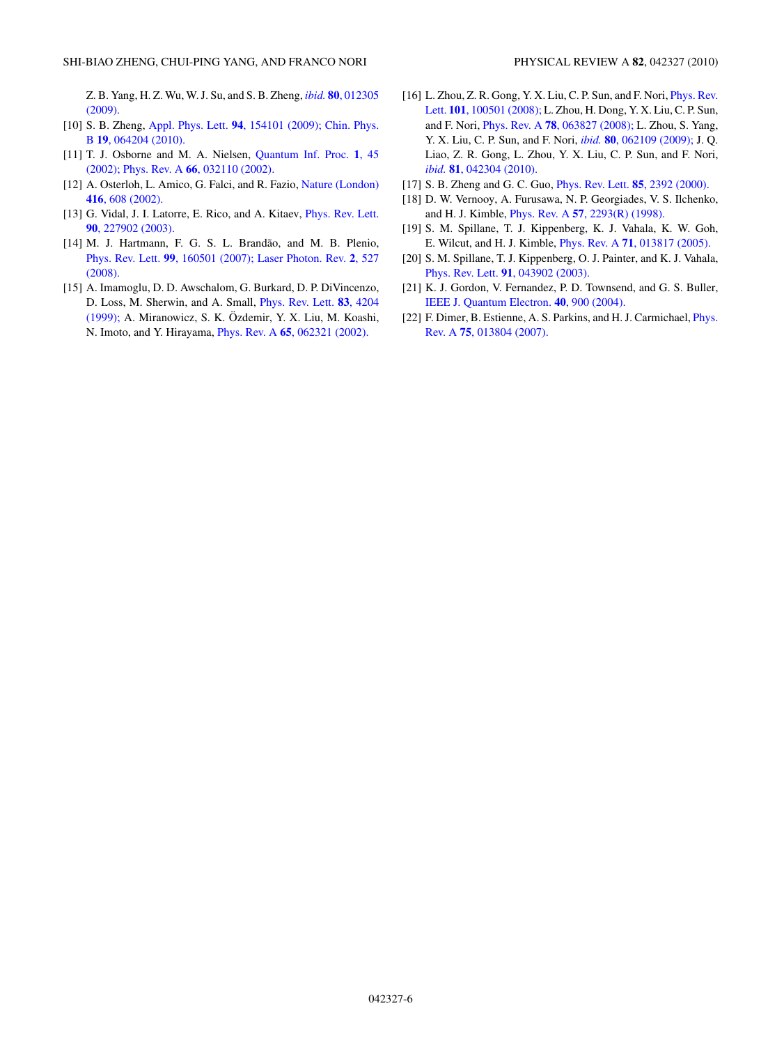Z. B. Yang, H. Z. Wu, W. J. Su, and S. B. Zheng, *ibid.* **80**, 012305 (2009).

[10] S. B. Zheng, Appl. Phys. Lett. **94**, 154101 (2009); Chin. Phys. B **19**, 064204 (2010).

[11] T. J. Osborne and M. A. Nielsen, Quantum Inf. Proc. **1**, 45 (2002); Phys. Rev. A **66**, 032110 (2002).

[12] A. Osterloh, L. Amico, G. Falci, and R. Fazio, Nature (London) **416**, 608 (2002).

[13] G. Vidal, J. I. Latorre, E. Rico, and A. Kitaev, Phys. Rev. Lett. **90**, 227902 (2003).

[14] M. J. Hartmann, F. G. S. L. Brandão, and M. B. Plenio, Phys. Rev. Lett. **99**, 160501 (2007); Laser Photon. Rev. **2**, 527 (2008).

[15] A. Imamoglu, D. D. Awschalom, G. Burkard, D. P. DiVincenzo, D. Loss, M. Sherwin, and A. Small, Phys. Rev. Lett. **83**, 4204 (1999); A. Miranowicz, S. K. Özdemir, Y. X. Liu, M. Koashi, N. Imoto, and Y. Hirayama, Phys. Rev. A **65**, 062321 (2002).

[16] L. Zhou, Z. R. Gong, Y. X. Liu, C. P. Sun, and F. Nori, Phys. Rev. Lett. **101**, 100501 (2008); L. Zhou, H. Dong, Y. X. Liu, C. P. Sun, and F. Nori, Phys. Rev. A **78**, 063827 (2008); L. Zhou, S. Yang, Y. X. Liu, C. P. Sun, and F. Nori, *ibid.* **80**, 062109 (2009); J. Q. Liao, Z. R. Gong, L. Zhou, Y. X. Liu, C. P. Sun, and F. Nori, *ibid.* **81**, 042304 (2010).

[17] S. B. Zheng and G. C. Guo, Phys. Rev. Lett. **85**, 2392 (2000).

[18] D. W. Vernooy, A. Furusawa, N. P. Georgiades, V. S. Ilchenko, and H. J. Kimble, Phys. Rev. A **57**, 2293(R) (1998).

[19] S. M. Spillane, T. J. Kippenberg, K. J. Vahala, K. W. Goh, E. Wilcut, and H. J. Kimble, Phys. Rev. A **71**, 013817 (2005).

[20] S. M. Spillane, T. J. Kippenberg, O. J. Painter, and K. J. Vahala, Phys. Rev. Lett. **91**, 043902 (2003).

[21] K. J. Gordon, V. Fernandez, P. D. Townsend, and G. S. Buller, IEEE J. Quantum Electron. **40**, 900 (2004).

[22] F. Dimer, B. Estienne, A. S. Parkins, and H. J. Carmichael, Phys. Rev. A **75**, 013804 (2007).